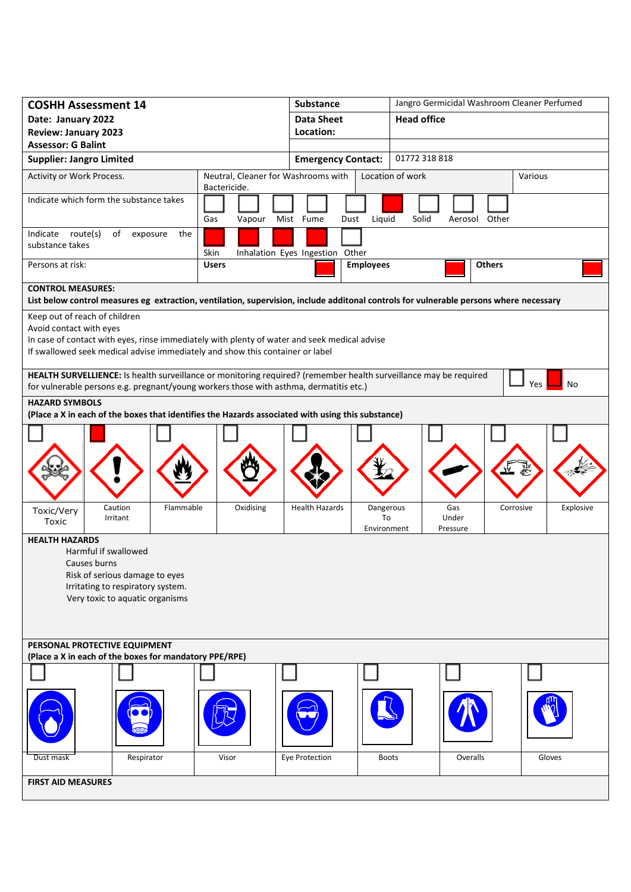| **COSHH Assessment 14** | **Substance** | Jangro Germicidal Washroom Cleaner Perfumed |
|---|---|---|
| **Date: January 2022** | **Data Sheet Location:** | **Head office** |
| **Review: January 2023** | | |
| **Assessor: G Balint** | | |
| **Supplier: Jangro Limited** | **Emergency Contact:** | 01772 318 818 |

| | | | |
|---|---|---|---|
| Activity or Work Process. | Neutral, Cleaner for Washrooms with Bactericide. | Location of work | Various |

Indicate which form the substance takes: Gas ☐ Vapour ☐ Mist ☐ Fume ☐ Dust ☐ Liquid ■ Solid ☐ Aerosol ☐ Other ☐

Indicate route(s) of exposure the substance takes: Skin ■ Inhalation ■ Eyes ■ Ingestion ■ Other ☐

Persons at risk: **Users** ■ **Employees** ■ **Others** ■

**CONTROL MEASURES:**
**List below control measures eg extraction, ventilation, supervision, include additonal controls for vulnerable persons where necessary**

Keep out of reach of children
Avoid contact with eyes
In case of contact with eyes, rinse immediately with plenty of water and seek medical advise
If swallowed seek medical advise immediately and show this container or label

**HEALTH SURVELLIENCE:** Is health surveillance or monitoring required? (remember health surveillance may be required for vulnerable persons e.g. pregnant/young workers those with asthma, dermatitis etc.) Yes ☐ No ■

**HAZARD SYMBOLS**
**(Place a X in each of the boxes that identifies the Hazards associated with using this substance)**

| Toxic/Very Toxic | Caution Irritant | Flammable | Oxidising | Health Hazards | Dangerous To Environment | Gas Under Pressure | Corrosive | Explosive |
|---|---|---|---|---|---|---|---|---|
| ☐ | ■ | ☐ | ☐ | ☐ | ☐ | ☐ | ☐ | ☐ |

**HEALTH HAZARDS**

Harmful if swallowed
Causes burns
Risk of serious damage to eyes
Irritating to respiratory system.
Very toxic to aquatic organisms

**PERSONAL PROTECTIVE EQUIPMENT**
**(Place a X in each of the boxes for mandatory PPE/RPE)**

| Dust mask | Respirator | Visor | Eye Protection | Boots | Overalls | Gloves |
|---|---|---|---|---|---|---|
| ☐ | ☐ | ☐ | ☐ | ☐ | ☐ | ☐ |

**FIRST AID MEASURES**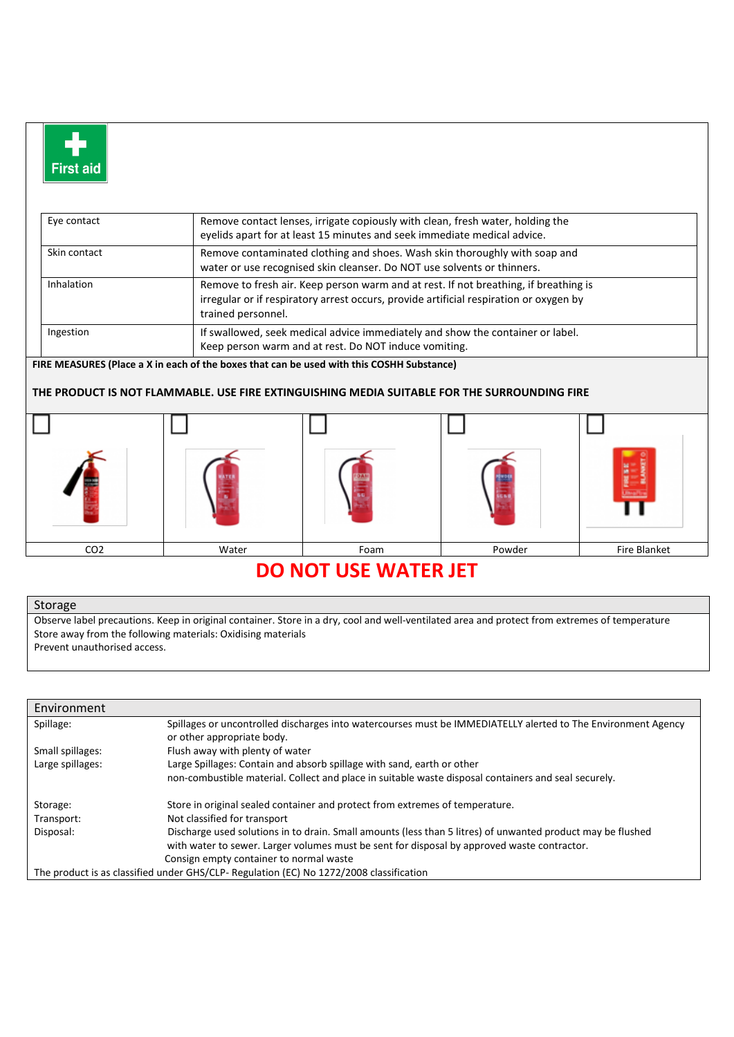First aid

| | |
|---|---|
| Eye contact | Remove contact lenses, irrigate copiously with clean, fresh water, holding the eyelids apart for at least 15 minutes and seek immediate medical advice. |
| Skin contact | Remove contaminated clothing and shoes. Wash skin thoroughly with soap and water or use recognised skin cleanser. Do NOT use solvents or thinners. |
| Inhalation | Remove to fresh air. Keep person warm and at rest. If not breathing, if breathing is irregular or if respiratory arrest occurs, provide artificial respiration or oxygen by trained personnel. |
| Ingestion | If swallowed, seek medical advice immediately and show the container or label. Keep person warm and at rest. Do NOT induce vomiting. |

**FIRE MEASURES (Place a X in each of the boxes that can be used with this COSHH Substance)**

**THE PRODUCT IS NOT FLAMMABLE. USE FIRE EXTINGUISHING MEDIA SUITABLE FOR THE SURROUNDING FIRE**

| CO2 | Water | Foam | Powder | Fire Blanket |
|---|---|---|---|---|
| ☐ | ☐ | ☐ | ☐ | ☐ |

**DO NOT USE WATER JET**

## Storage

Observe label precautions. Keep in original container. Store in a dry, cool and well-ventilated area and protect from extremes of temperature
Store away from the following materials: Oxidising materials
Prevent unauthorised access.

## Environment

| | |
|---|---|
| Spillage: | Spillages or uncontrolled discharges into watercourses must be IMMEDIATELLY alerted to The Environment Agency or other appropriate body. |
| Small spillages: | Flush away with plenty of water |
| Large spillages: | Large Spillages: Contain and absorb spillage with sand, earth or other non-combustible material. Collect and place in suitable waste disposal containers and seal securely. |
| Storage: | Store in original sealed container and protect from extremes of temperature. |
| Transport: | Not classified for transport |
| Disposal: | Discharge used solutions in to drain. Small amounts (less than 5 litres) of unwanted product may be flushed with water to sewer. Larger volumes must be sent for disposal by approved waste contractor. Consign empty container to normal waste |

The product is as classified under GHS/CLP- Regulation (EC) No 1272/2008 classification